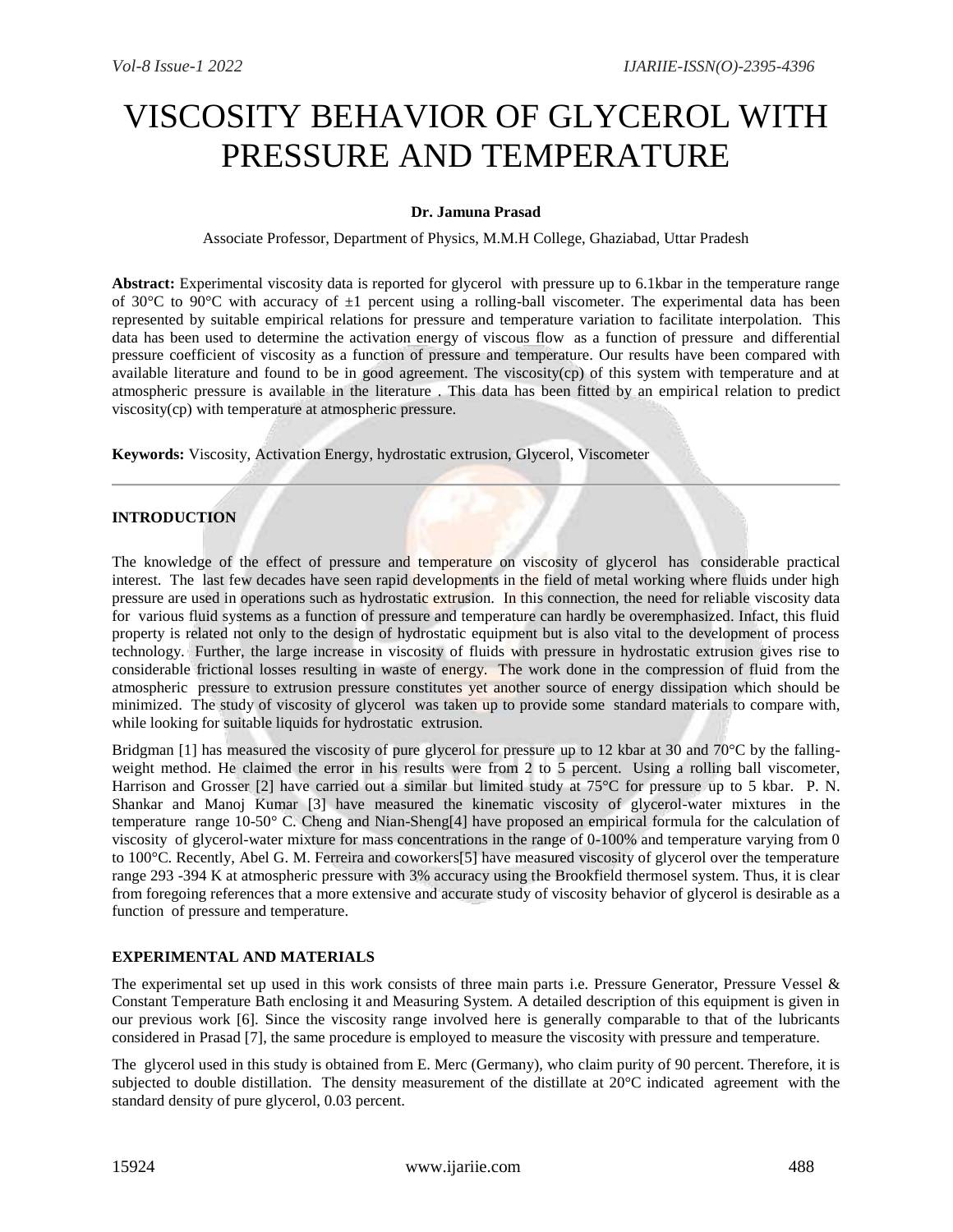# VISCOSITY BEHAVIOR OF GLYCEROL WITH PRESSURE AND TEMPERATURE

**Dr. Jamuna Prasad**

Associate Professor, Department of Physics, M.M.H College, Ghaziabad, Uttar Pradesh

**Abstract:** Experimental viscosity data is reported for glycerol with pressure up to 6.1kbar in the temperature range of 30°C to 90°C with accuracy of ±1 percent using a rolling-ball viscometer. The experimental data has been represented by suitable empirical relations for pressure and temperature variation to facilitate interpolation. This data has been used to determine the activation energy of viscous flow as a function of pressure and differential pressure coefficient of viscosity as a function of pressure and temperature. Our results have been compared with available literature and found to be in good agreement. The viscosity(cp) of this system with temperature and at atmospheric pressure is available in the literature . This data has been fitted by an empirical relation to predict viscosity(cp) with temperature at atmospheric pressure.

**Keywords:** Viscosity, Activation Energy, hydrostatic extrusion, Glycerol, Viscometer

---

## INTRODUCTION

The knowledge of the effect of pressure and temperature on viscosity of glycerol has considerable practical interest. The last few decades have seen rapid developments in the field of metal working where fluids under high pressure are used in operations such as hydrostatic extrusion. In this connection, the need for reliable viscosity data for various fluid systems as a function of pressure and temperature can hardly be overemphasized. Infact, this fluid property is related not only to the design of hydrostatic equipment but is also vital to the development of process technology. Further, the large increase in viscosity of fluids with pressure in hydrostatic extrusion gives rise to considerable frictional losses resulting in waste of energy. The work done in the compression of fluid from the atmospheric pressure to extrusion pressure constitutes yet another source of energy dissipation which should be minimized. The study of viscosity of glycerol was taken up to provide some standard materials to compare with, while looking for suitable liquids for hydrostatic extrusion.

Bridgman [1] has measured the viscosity of pure glycerol for pressure up to 12 kbar at 30 and 70°C by the falling-weight method. He claimed the error in his results were from 2 to 5 percent. Using a rolling ball viscometer, Harrison and Grosser [2] have carried out a similar but limited study at 75°C for pressure up to 5 kbar. P. N. Shankar and Manoj Kumar [3] have measured the kinematic viscosity of glycerol-water mixtures in the temperature range 10-50° C. Cheng and Nian-Sheng[4] have proposed an empirical formula for the calculation of viscosity of glycerol-water mixture for mass concentrations in the range of 0-100% and temperature varying from 0 to 100°C. Recently, Abel G. M. Ferreira and coworkers[5] have measured viscosity of glycerol over the temperature range 293 -394 K at atmospheric pressure with 3% accuracy using the Brookfield thermosel system. Thus, it is clear from foregoing references that a more extensive and accurate study of viscosity behavior of glycerol is desirable as a function of pressure and temperature.

## EXPERIMENTAL AND MATERIALS

The experimental set up used in this work consists of three main parts i.e. Pressure Generator, Pressure Vessel & Constant Temperature Bath enclosing it and Measuring System. A detailed description of this equipment is given in our previous work [6]. Since the viscosity range involved here is generally comparable to that of the lubricants considered in Prasad [7], the same procedure is employed to measure the viscosity with pressure and temperature.

The glycerol used in this study is obtained from E. Merc (Germany), who claim purity of 90 percent. Therefore, it is subjected to double distillation. The density measurement of the distillate at 20°C indicated agreement with the standard density of pure glycerol, 0.03 percent.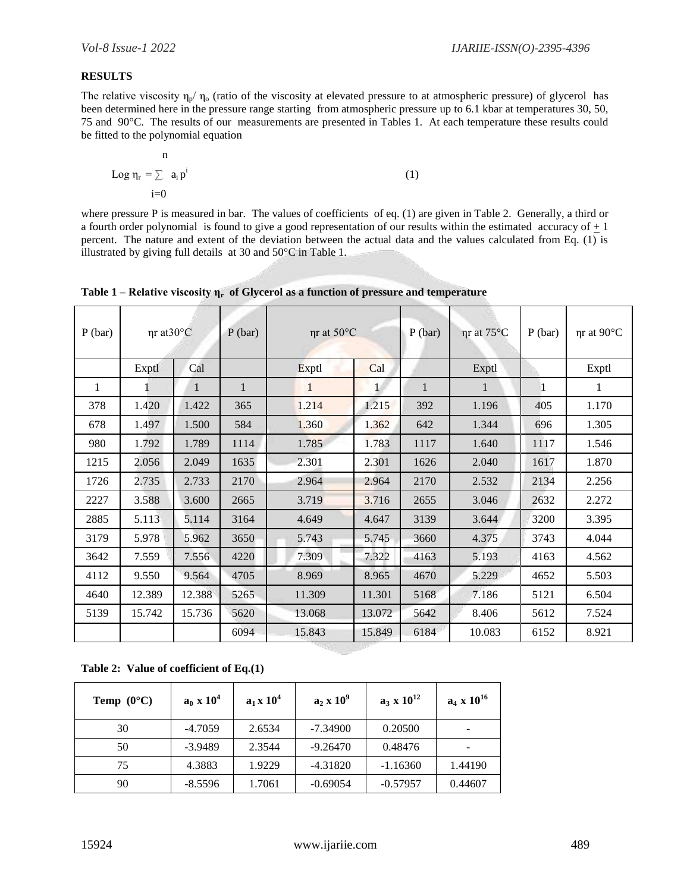## RESULTS

The relative viscosity $\eta_p/\eta_o$ (ratio of the viscosity at elevated pressure to at atmospheric pressure) of glycerol has been determined here in the pressure range starting from atmospheric pressure up to 6.1 kbar at temperatures 30, 50, 75 and 90°C. The results of our measurements are presented in Tables 1. At each temperature these results could be fitted to the polynomial equation

$$\text{Log } \eta_r = \sum_{i=0}^{n} a_i p^i \tag{1}$$

where pressure P is measured in bar. The values of coefficients of eq. (1) are given in Table 2. Generally, a third or a fourth order polynomial is found to give a good representation of our results within the estimated accuracy of ± 1 percent. The nature and extent of the deviation between the actual data and the values calculated from Eq. (1) is illustrated by giving full details at 30 and 50°C in Table 1.

**Table 1 – Relative viscosity $\eta_r$ of Glycerol as a function of pressure and temperature**

| P (bar) | ηr at30°C | | P (bar) | ηr at 50°C | | P (bar) | ηr at 75°C | P (bar) | ηr at 90°C |
|---|---|---|---|---|---|---|---|---|---|
| | Exptl | Cal | | Exptl | Cal | | Exptl | | Exptl |
| 1 | 1 | 1 | 1 | 1 | 1 | 1 | 1 | 1 | 1 |
| 378 | 1.420 | 1.422 | 365 | 1.214 | 1.215 | 392 | 1.196 | 405 | 1.170 |
| 678 | 1.497 | 1.500 | 584 | 1.360 | 1.362 | 642 | 1.344 | 696 | 1.305 |
| 980 | 1.792 | 1.789 | 1114 | 1.785 | 1.783 | 1117 | 1.640 | 1117 | 1.546 |
| 1215 | 2.056 | 2.049 | 1635 | 2.301 | 2.301 | 1626 | 2.040 | 1617 | 1.870 |
| 1726 | 2.735 | 2.733 | 2170 | 2.964 | 2.964 | 2170 | 2.532 | 2134 | 2.256 |
| 2227 | 3.588 | 3.600 | 2665 | 3.719 | 3.716 | 2655 | 3.046 | 2632 | 2.272 |
| 2885 | 5.113 | 5.114 | 3164 | 4.649 | 4.647 | 3139 | 3.644 | 3200 | 3.395 |
| 3179 | 5.978 | 5.962 | 3650 | 5.743 | 5.745 | 3660 | 4.375 | 3743 | 4.044 |
| 3642 | 7.559 | 7.556 | 4220 | 7.309 | 7.322 | 4163 | 5.193 | 4163 | 4.562 |
| 4112 | 9.550 | 9.564 | 4705 | 8.969 | 8.965 | 4670 | 5.229 | 4652 | 5.503 |
| 4640 | 12.389 | 12.388 | 5265 | 11.309 | 11.301 | 5168 | 7.186 | 5121 | 6.504 |
| 5139 | 15.742 | 15.736 | 5620 | 13.068 | 13.072 | 5642 | 8.406 | 5612 | 7.524 |
| | | | 6094 | 15.843 | 15.849 | 6184 | 10.083 | 6152 | 8.921 |

**Table 2: Value of coefficient of Eq.(1)**

| Temp (0°C) | $a_0 \times 10^4$ | $a_1 \times 10^4$ | $a_2 \times 10^9$ | $a_3 \times 10^{12}$ | $a_4 \times 10^{16}$ |
|---|---|---|---|---|---|
| 30 | -4.7059 | 2.6534 | -7.34900 | 0.20500 | - |
| 50 | -3.9489 | 2.3544 | -9.26470 | 0.48476 | - |
| 75 | 4.3883 | 1.9229 | -4.31820 | -1.16360 | 1.44190 |
| 90 | -8.5596 | 1.7061 | -0.69054 | -0.57957 | 0.44607 |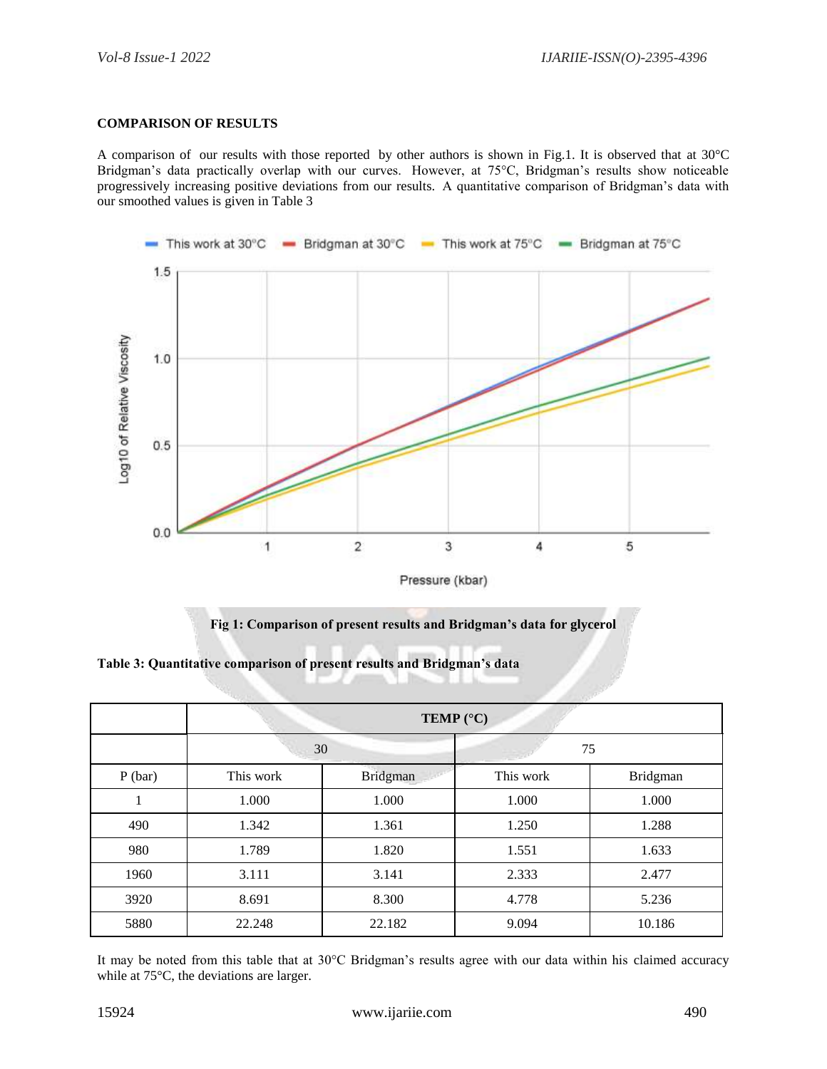**COMPARISON OF RESULTS**

A comparison of our results with those reported by other authors is shown in Fig.1. It is observed that at 30°C Bridgman's data practically overlap with our curves. However, at 75°C, Bridgman's results show noticeable progressively increasing positive deviations from our results. A quantitative comparison of Bridgman's data with our smoothed values is given in Table 3

**Fig 1: Comparison of present results and Bridgman's data for glycerol**

**Table 3: Quantitative comparison of present results and Bridgman's data**

| | TEMP (°C) | | | |
|---|---|---|---|---|
| | 30 | | 75 | |
| P (bar) | This work | Bridgman | This work | Bridgman |
| 1 | 1.000 | 1.000 | 1.000 | 1.000 |
| 490 | 1.342 | 1.361 | 1.250 | 1.288 |
| 980 | 1.789 | 1.820 | 1.551 | 1.633 |
| 1960 | 3.111 | 3.141 | 2.333 | 2.477 |
| 3920 | 8.691 | 8.300 | 4.778 | 5.236 |
| 5880 | 22.248 | 22.182 | 9.094 | 10.186 |

It may be noted from this table that at 30°C Bridgman's results agree with our data within his claimed accuracy while at 75°C, the deviations are larger.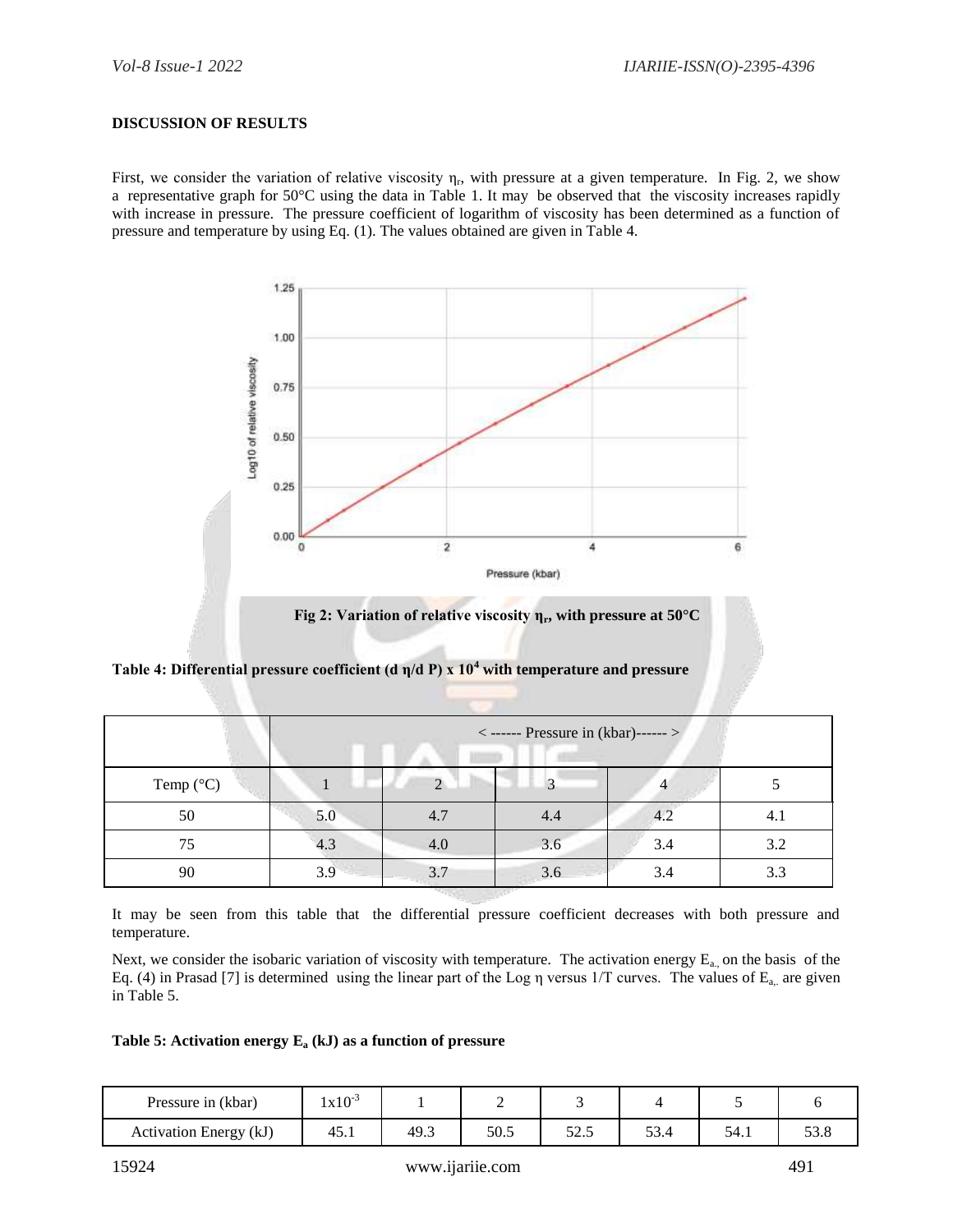**DISCUSSION OF RESULTS**

First, we consider the variation of relative viscosity $\eta_r$, with pressure at a given temperature. In Fig. 2, we show a representative graph for 50°C using the data in Table 1. It may be observed that the viscosity increases rapidly with increase in pressure. The pressure coefficient of logarithm of viscosity has been determined as a function of pressure and temperature by using Eq. (1). The values obtained are given in Table 4.

**Fig 2: Variation of relative viscosity $\eta_r$, with pressure at 50°C**

**Table 4: Differential pressure coefficient $(d\,\eta/d\,P) \times 10^4$ with temperature and pressure**

| | < ------ Pressure in (kbar)------ > | | | | |
|---|---|---|---|---|---|
| Temp (°C) | 1 | 2 | 3 | 4 | 5 |
| 50 | 5.0 | 4.7 | 4.4 | 4.2 | 4.1 |
| 75 | 4.3 | 4.0 | 3.6 | 3.4 | 3.2 |
| 90 | 3.9 | 3.7 | 3.6 | 3.4 | 3.3 |

It may be seen from this table that the differential pressure coefficient decreases with both pressure and temperature.

Next, we consider the isobaric variation of viscosity with temperature. The activation energy $E_a$, on the basis of the Eq. (4) in Prasad [7] is determined using the linear part of the Log η versus 1/T curves. The values of $E_a$ are given in Table 5.

**Table 5: Activation energy $E_a$ (kJ) as a function of pressure**

| Pressure in (kbar) | $1\times10^{-3}$ | 1 | 2 | 3 | 4 | 5 | 6 |
|---|---|---|---|---|---|---|---|
| Activation Energy (kJ) | 45.1 | 49.3 | 50.5 | 52.5 | 53.4 | 54.1 | 53.8 |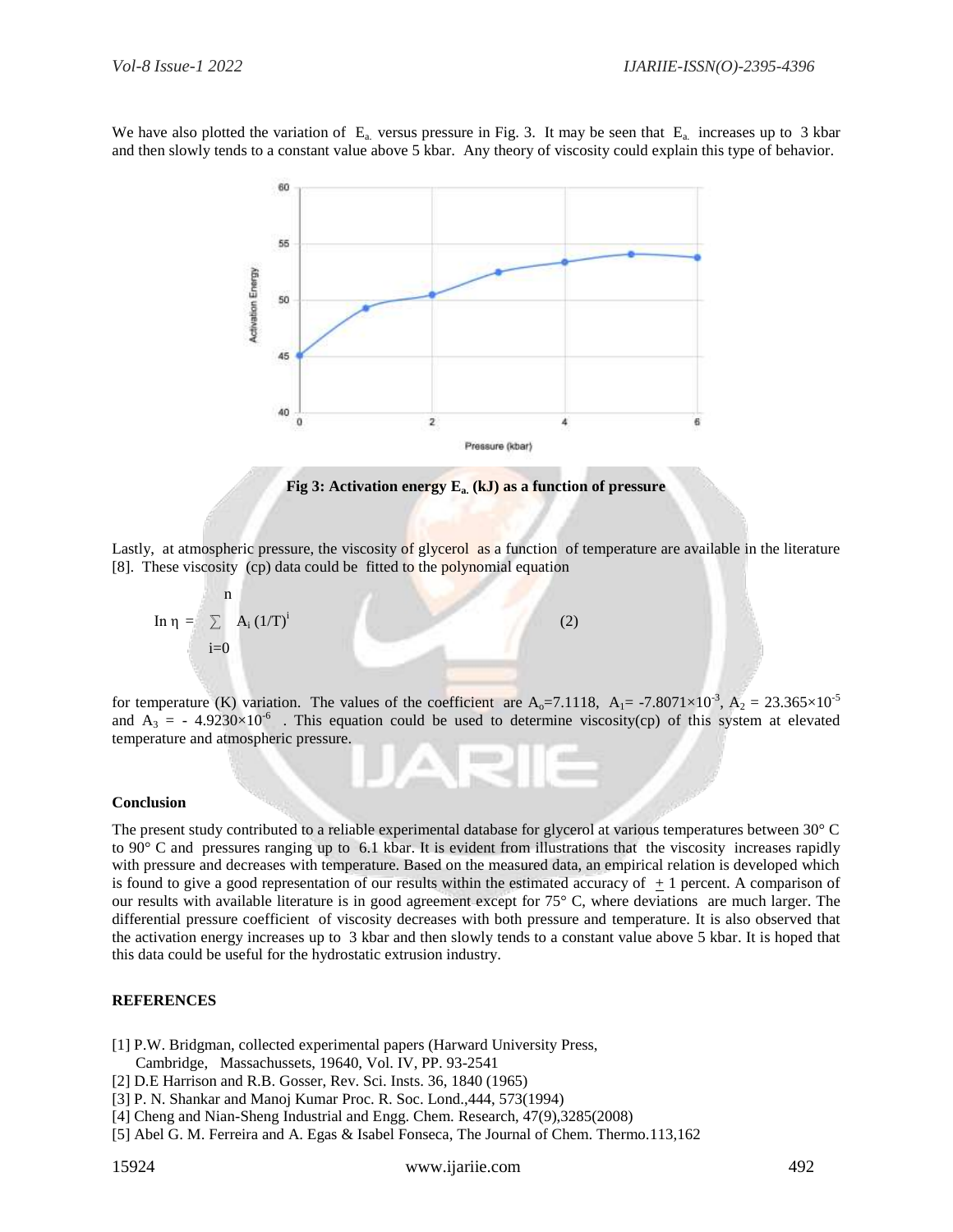We have also plotted the variation of $E_a$ versus pressure in Fig. 3. It may be seen that $E_a$ increases up to 3 kbar and then slowly tends to a constant value above 5 kbar. Any theory of viscosity could explain this type of behavior.

**Fig 3: Activation energy $E_a$ (kJ) as a function of pressure**

Lastly, at atmospheric pressure, the viscosity of glycerol as a function of temperature are available in the literature [8]. These viscosity (cp) data could be fitted to the polynomial equation

$$\ln \eta = \sum_{i=0}^{n} A_i (1/T)^i \qquad (2)$$

for temperature (K) variation. The values of the coefficient are $A_o$=7.1118, $A_1$= -7.8071×10$^{-3}$, $A_2$ = 23.365×10$^{-5}$ and $A_3$ = - 4.9230×10$^{-6}$ . This equation could be used to determine viscosity(cp) of this system at elevated temperature and atmospheric pressure.

**Conclusion**

The present study contributed to a reliable experimental database for glycerol at various temperatures between 30° C to 90° C and pressures ranging up to 6.1 kbar. It is evident from illustrations that the viscosity increases rapidly with pressure and decreases with temperature. Based on the measured data, an empirical relation is developed which is found to give a good representation of our results within the estimated accuracy of $\pm$ 1 percent. A comparison of our results with available literature is in good agreement except for 75° C, where deviations are much larger. The differential pressure coefficient of viscosity decreases with both pressure and temperature. It is also observed that the activation energy increases up to 3 kbar and then slowly tends to a constant value above 5 kbar. It is hoped that this data could be useful for the hydrostatic extrusion industry.

**REFERENCES**

[1] P.W. Bridgman, collected experimental papers (Harward University Press, Cambridge, Massachussets, 19640, Vol. IV, PP. 93-2541

[2] D.E Harrison and R.B. Gosser, Rev. Sci. Insts. 36, 1840 (1965)

[3] P. N. Shankar and Manoj Kumar Proc. R. Soc. Lond.,444, 573(1994)

[4] Cheng and Nian-Sheng Industrial and Engg. Chem. Research, 47(9),3285(2008)

[5] Abel G. M. Ferreira and A. Egas & Isabel Fonseca, The Journal of Chem. Thermo.113,162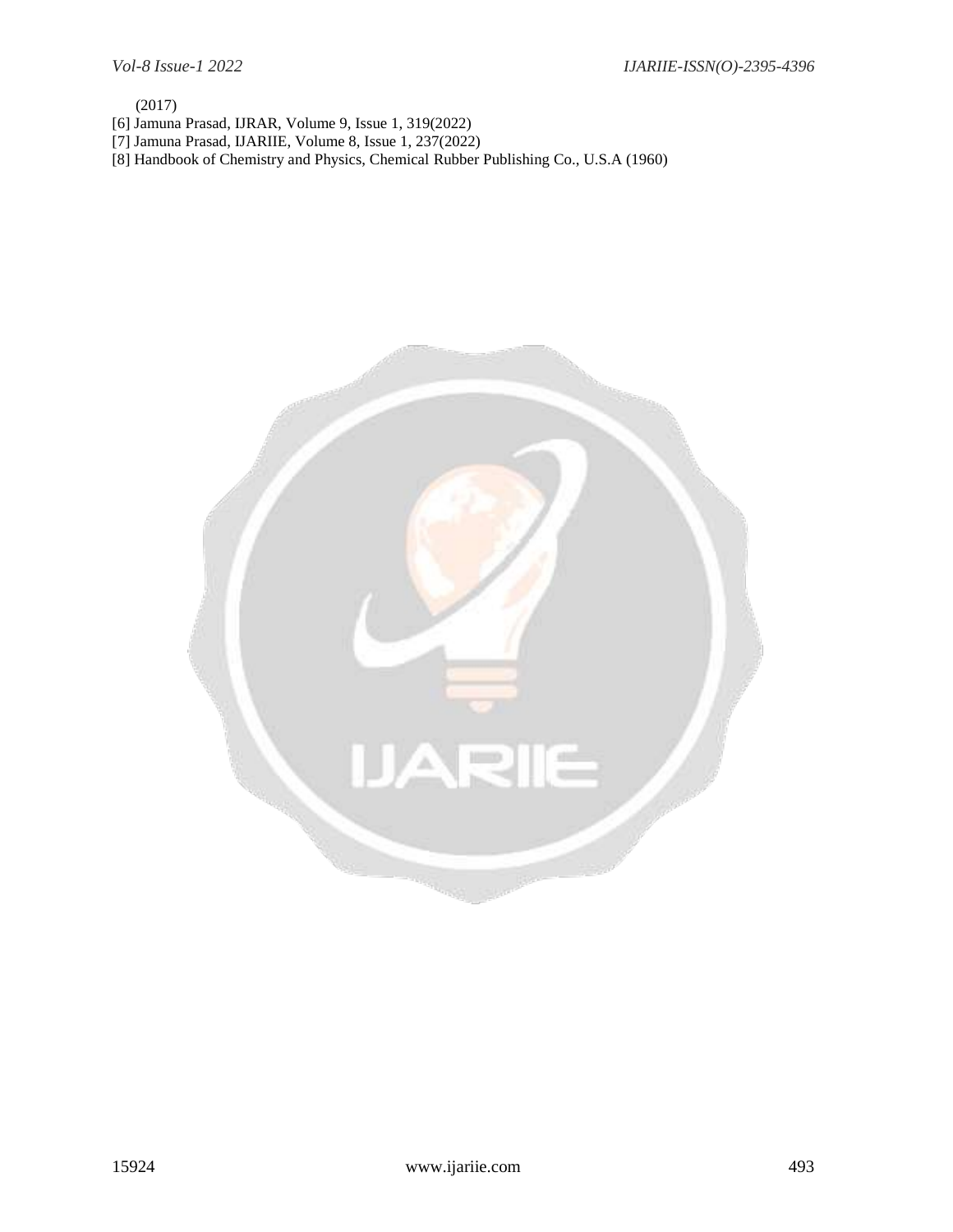(2017)

[6] Jamuna Prasad, IJRAR, Volume 9, Issue 1, 319(2022)

[7] Jamuna Prasad, IJARIIE, Volume 8, Issue 1, 237(2022)

[8] Handbook of Chemistry and Physics, Chemical Rubber Publishing Co., U.S.A (1960)